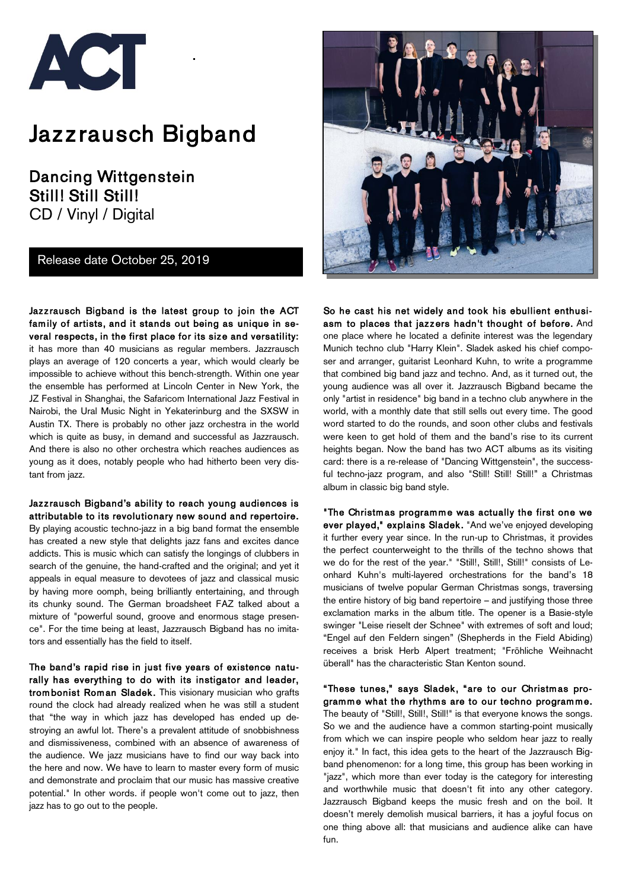ACT

# Jazzrausch Bigband

## Dancing Wittgenstein
## Still! Still Still!

CD / Vinyl / Digital

Release date October 25, 2019

**Jazzrausch Bigband is the latest group to join the ACT family of artists, and it stands out being as unique in several respects, in the first place for its size and versatility:** it has more than 40 musicians as regular members. Jazzrausch plays an average of 120 concerts a year, which would clearly be impossible to achieve without this bench-strength. Within one year the ensemble has performed at Lincoln Center in New York, the JZ Festival in Shanghai, the Safaricom International Jazz Festival in Nairobi, the Ural Music Night in Yekaterinburg and the SXSW in Austin TX. There is probably no other jazz orchestra in the world which is quite as busy, in demand and successful as Jazzrausch. And there is also no other orchestra which reaches audiences as young as it does, notably people who had hitherto been very distant from jazz.

**Jazzrausch Bigband's ability to reach young audiences is attributable to its revolutionary new sound and repertoire.** By playing acoustic techno-jazz in a big band format the ensemble has created a new style that delights jazz fans and excites dance addicts. This is music which can satisfy the longings of clubbers in search of the genuine, the hand-crafted and the original; and yet it appeals in equal measure to devotees of jazz and classical music by having more oomph, being brilliantly entertaining, and through its chunky sound. The German broadsheet FAZ talked about a mixture of "powerful sound, groove and enormous stage presence". For the time being at least, Jazzrausch Bigband has no imitators and essentially has the field to itself.

**The band's rapid rise in just five years of existence naturally has everything to do with its instigator and leader, trombonist Roman Sladek.** This visionary musician who grafts round the clock had already realized when he was still a student that "the way in which jazz has developed has ended up destroying an awful lot. There's a prevalent attitude of snobbishness and dismissiveness, combined with an absence of awareness of the audience. We jazz musicians have to find our way back into the here and now. We have to learn to master every form of music and demonstrate and proclaim that our music has massive creative potential." In other words. if people won't come out to jazz, then jazz has to go out to the people.

**So he cast his net widely and took his ebullient enthusiasm to places that jazzers hadn't thought of before.** And one place where he located a definite interest was the legendary Munich techno club "Harry Klein". Sladek asked his chief composer and arranger, guitarist Leonhard Kuhn, to write a programme that combined big band jazz and techno. And, as it turned out, the young audience was all over it. Jazzrausch Bigband became the only "artist in residence" big band in a techno club anywhere in the world, with a monthly date that still sells out every time. The good word started to do the rounds, and soon other clubs and festivals were keen to get hold of them and the band's rise to its current heights began. Now the band has two ACT albums as its visiting card: there is a re-release of "Dancing Wittgenstein", the successful techno-jazz program, and also "Still! Still! Still!" a Christmas album in classic big band style.

**"The Christmas programme was actually the first one we ever played," explains Sladek.** "And we've enjoyed developing it further every year since. In the run-up to Christmas, it provides the perfect counterweight to the thrills of the techno shows that we do for the rest of the year." "Still!, Still!, Still!" consists of Leonhard Kuhn's multi-layered orchestrations for the band's 18 musicians of twelve popular German Christmas songs, traversing the entire history of big band repertoire – and justifying those three exclamation marks in the album title. The opener is a Basie-style swinger "Leise rieselt der Schnee" with extremes of soft and loud; "Engel auf den Feldern singen" (Shepherds in the Field Abiding) receives a brisk Herb Alpert treatment; "Fröhliche Weihnacht überall" has the characteristic Stan Kenton sound.

**"These tunes," says Sladek, "are to our Christmas programme what the rhythms are to our techno programme.** The beauty of "Still!, Still!, Still!" is that everyone knows the songs. So we and the audience have a common starting-point musically from which we can inspire people who seldom hear jazz to really enjoy it." In fact, this idea gets to the heart of the Jazzrausch Bigband phenomenon: for a long time, this group has been working in "jazz", which more than ever today is the category for interesting and worthwhile music that doesn't fit into any other category. Jazzrausch Bigband keeps the music fresh and on the boil. It doesn't merely demolish musical barriers, it has a joyful focus on one thing above all: that musicians and audience alike can have fun.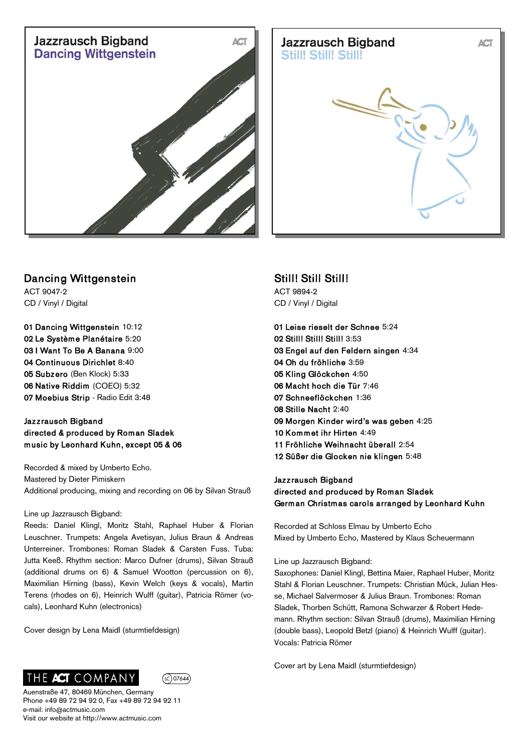Jazzrausch Bigband
Dancing Wittgenstein

ACT

Jazzrausch Bigband
Still! Still! Still!

ACT

## Dancing Wittgenstein

ACT 9047-2
CD / Vinyl / Digital

**01 Dancing Wittgenstein** 10:12
**02 Le Système Planétaire** 5:20
**03 I Want To Be A Banana** 9:00
**04 Continuous Dirichlet** 8:40
**05 Subzero** (Ben Klock) 5:33
**06 Native Riddim** (COEO) 5:32
**07 Moebius Strip** - Radio Edit 3:48

**Jazzrausch Bigband**
**directed & produced by Roman Sladek**
**music by Leonhard Kuhn, except 05 & 06**

Recorded & mixed by Umberto Echo.
Mastered by Dieter Pimiskern
Additional producing, mixing and recording on 06 by Silvan Strauß

Line up Jazzrausch Bigband:
Reeds: Daniel Klingl, Moritz Stahl, Raphael Huber & Florian Leuschner. Trumpets: Angela Avetisyan, Julius Braun & Andreas Unterreiner. Trombones: Roman Sladek & Carsten Fuss. Tuba: Jutta Keeß. Rhythm section: Marco Dufner (drums), Silvan Strauß (additional drums on 6) & Samuel Wootton (percussion on 6), Maximilian Hirning (bass), Kevin Welch (keys & vocals), Martin Terens (rhodes on 6), Heinrich Wulff (guitar), Patricia Römer (vocals), Leonhard Kuhn (electronics)

Cover design by Lena Maidl (sturmtiefdesign)

## Still! Still Still!

ACT 9894-2
CD / Vinyl / Digital

**01 Leise rieselt der Schnee** 5:24
**02 Still! Still! Still!** 3:53
**03 Engel auf den Feldern singen** 4:34
**04 Oh du fröhliche** 3:59
**05 Kling Glöckchen** 4:50
**06 Macht hoch die Tür** 7:46
**07 Schneeflöckchen** 1:36
**08 Stille Nacht** 2:40
**09 Morgen Kinder wird's was geben** 4:25
**10 Kommet ihr Hirten** 4:49
**11 Fröhliche Weihnacht überall** 2:54
**12 Süßer die Glocken nie klingen** 5:48

**Jazzrausch Bigband**
**directed and produced by Roman Sladek**
**German Christmas carols arranged by Leonhard Kuhn**

Recorded at Schloss Elmau by Umberto Echo
Mixed by Umberto Echo, Mastered by Klaus Scheuermann

Line up Jazzrausch Bigband:
Saxophones: Daniel Klingl, Bettina Maier, Raphael Huber, Moritz Stahl & Florian Leuschner. Trumpets: Christian Mück, Julian Hesse, Michael Salvermoser & Julius Braun. Trombones: Roman Sladek, Thorben Schütt, Ramona Schwarzer & Robert Hedemann. Rhythm section: Silvan Strauß (drums), Maximilian Hirning (double bass), Leopold Betzl (piano) & Heinrich Wulff (guitar). Vocals: Patricia Römer

Cover art by Lena Maidl (sturmtiefdesign)

THE ACT COMPANY (LC 07644)
Auenstraße 47, 80469 München, Germany
Phone +49 89 72 94 92 0, Fax +49 89 72 94 92 11
e-mail: info@actmusic.com
Visit our website at http://www.actmusic.com